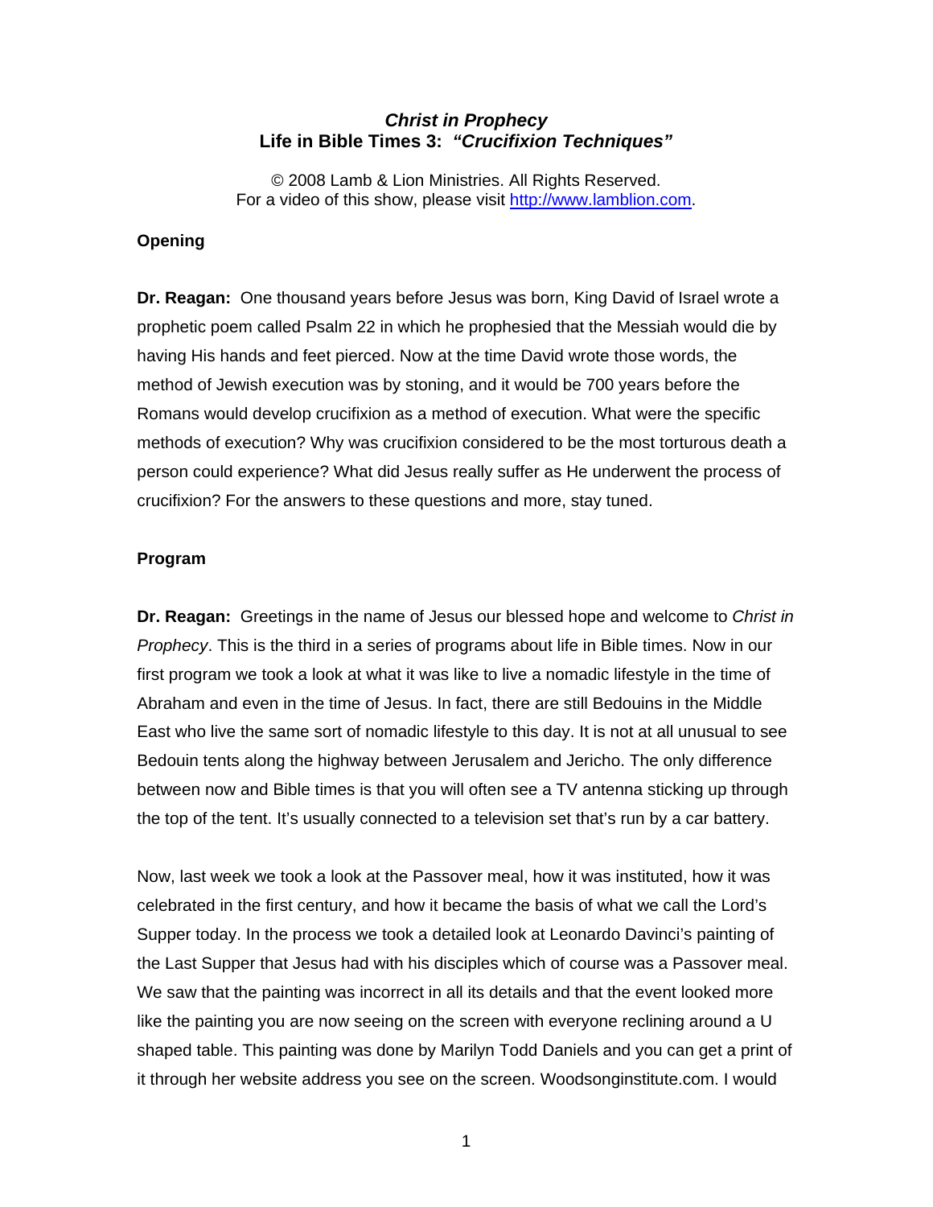# *Christ in Prophecy*
## Life in Bible Times 3: *"Crucifixion Techniques"*

© 2008 Lamb & Lion Ministries. All Rights Reserved.
For a video of this show, please visit [http://www.lamblion.com](http://www.lamblion.com).

**Opening**

**Dr. Reagan:** One thousand years before Jesus was born, King David of Israel wrote a prophetic poem called Psalm 22 in which he prophesied that the Messiah would die by having His hands and feet pierced. Now at the time David wrote those words, the method of Jewish execution was by stoning, and it would be 700 years before the Romans would develop crucifixion as a method of execution. What were the specific methods of execution? Why was crucifixion considered to be the most torturous death a person could experience? What did Jesus really suffer as He underwent the process of crucifixion? For the answers to these questions and more, stay tuned.

**Program**

**Dr. Reagan:** Greetings in the name of Jesus our blessed hope and welcome to *Christ in Prophecy*. This is the third in a series of programs about life in Bible times. Now in our first program we took a look at what it was like to live a nomadic lifestyle in the time of Abraham and even in the time of Jesus. In fact, there are still Bedouins in the Middle East who live the same sort of nomadic lifestyle to this day. It is not at all unusual to see Bedouin tents along the highway between Jerusalem and Jericho. The only difference between now and Bible times is that you will often see a TV antenna sticking up through the top of the tent. It's usually connected to a television set that's run by a car battery.

Now, last week we took a look at the Passover meal, how it was instituted, how it was celebrated in the first century, and how it became the basis of what we call the Lord's Supper today. In the process we took a detailed look at Leonardo Davinci's painting of the Last Supper that Jesus had with his disciples which of course was a Passover meal. We saw that the painting was incorrect in all its details and that the event looked more like the painting you are now seeing on the screen with everyone reclining around a U shaped table. This painting was done by Marilyn Todd Daniels and you can get a print of it through her website address you see on the screen. Woodsonginstitute.com. I would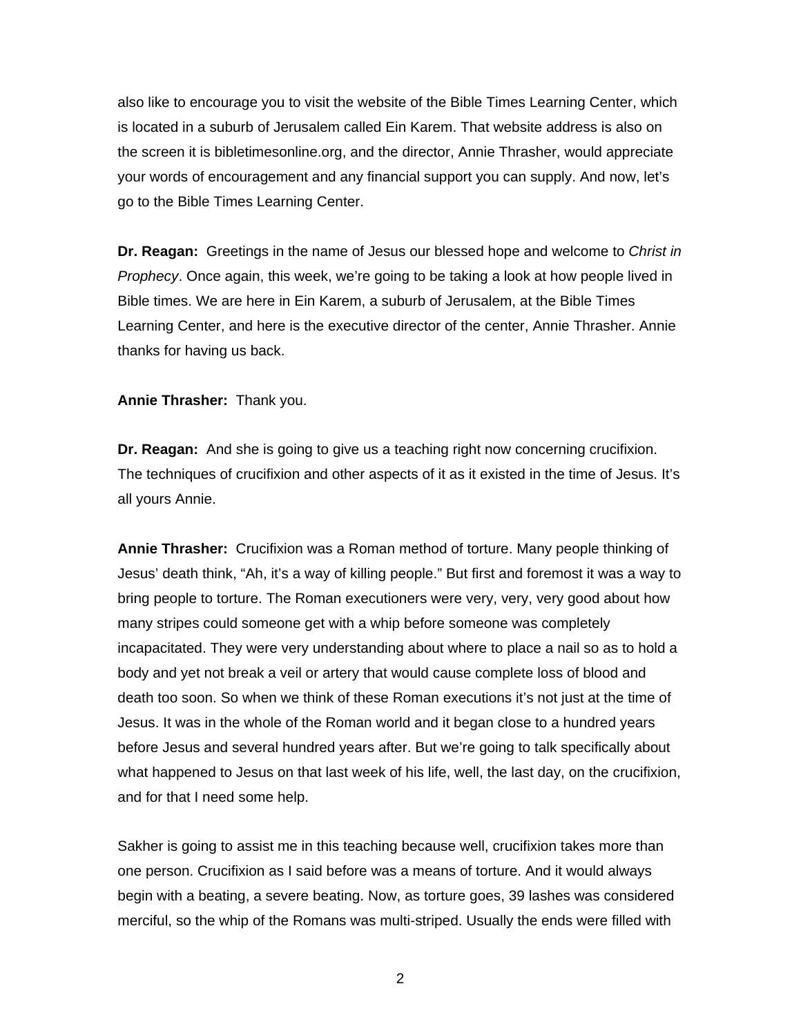also like to encourage you to visit the website of the Bible Times Learning Center, which is located in a suburb of Jerusalem called Ein Karem. That website address is also on the screen it is bibletimesonline.org, and the director, Annie Thrasher, would appreciate your words of encouragement and any financial support you can supply. And now, let's go to the Bible Times Learning Center.

**Dr. Reagan:** Greetings in the name of Jesus our blessed hope and welcome to *Christ in Prophecy*. Once again, this week, we're going to be taking a look at how people lived in Bible times. We are here in Ein Karem, a suburb of Jerusalem, at the Bible Times Learning Center, and here is the executive director of the center, Annie Thrasher. Annie thanks for having us back.

**Annie Thrasher:** Thank you.

**Dr. Reagan:** And she is going to give us a teaching right now concerning crucifixion. The techniques of crucifixion and other aspects of it as it existed in the time of Jesus. It's all yours Annie.

**Annie Thrasher:** Crucifixion was a Roman method of torture. Many people thinking of Jesus' death think, "Ah, it's a way of killing people." But first and foremost it was a way to bring people to torture. The Roman executioners were very, very, very good about how many stripes could someone get with a whip before someone was completely incapacitated. They were very understanding about where to place a nail so as to hold a body and yet not break a veil or artery that would cause complete loss of blood and death too soon. So when we think of these Roman executions it's not just at the time of Jesus. It was in the whole of the Roman world and it began close to a hundred years before Jesus and several hundred years after. But we're going to talk specifically about what happened to Jesus on that last week of his life, well, the last day, on the crucifixion, and for that I need some help.

Sakher is going to assist me in this teaching because well, crucifixion takes more than one person. Crucifixion as I said before was a means of torture. And it would always begin with a beating, a severe beating. Now, as torture goes, 39 lashes was considered merciful, so the whip of the Romans was multi-striped. Usually the ends were filled with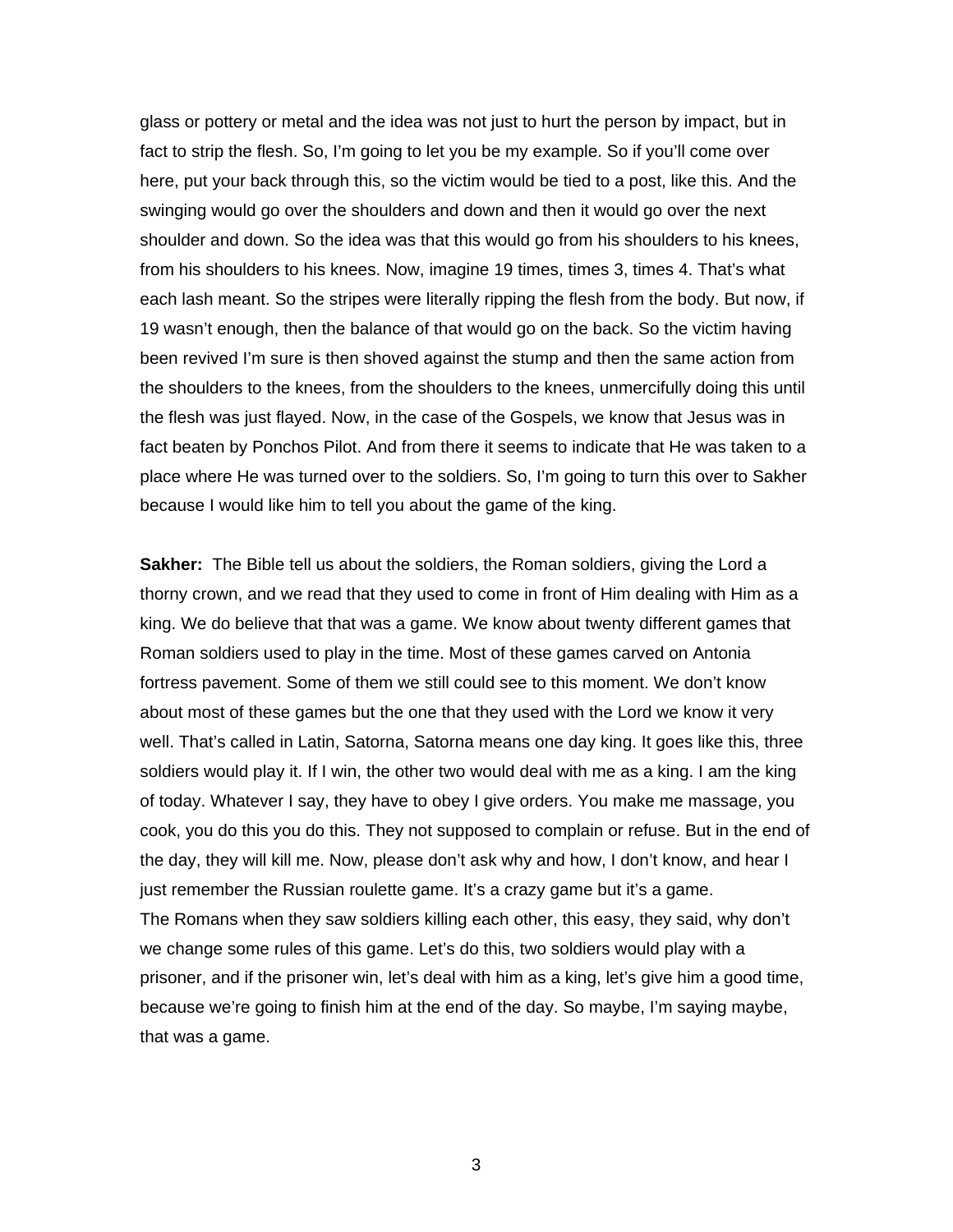glass or pottery or metal and the idea was not just to hurt the person by impact, but in fact to strip the flesh. So, I'm going to let you be my example. So if you'll come over here, put your back through this, so the victim would be tied to a post, like this. And the swinging would go over the shoulders and down and then it would go over the next shoulder and down. So the idea was that this would go from his shoulders to his knees, from his shoulders to his knees. Now, imagine 19 times, times 3, times 4. That's what each lash meant. So the stripes were literally ripping the flesh from the body. But now, if 19 wasn't enough, then the balance of that would go on the back. So the victim having been revived I'm sure is then shoved against the stump and then the same action from the shoulders to the knees, from the shoulders to the knees, unmercifully doing this until the flesh was just flayed. Now, in the case of the Gospels, we know that Jesus was in fact beaten by Ponchos Pilot. And from there it seems to indicate that He was taken to a place where He was turned over to the soldiers. So, I'm going to turn this over to Sakher because I would like him to tell you about the game of the king.

**Sakher:** The Bible tell us about the soldiers, the Roman soldiers, giving the Lord a thorny crown, and we read that they used to come in front of Him dealing with Him as a king. We do believe that that was a game. We know about twenty different games that Roman soldiers used to play in the time. Most of these games carved on Antonia fortress pavement. Some of them we still could see to this moment. We don't know about most of these games but the one that they used with the Lord we know it very well. That's called in Latin, Satorna, Satorna means one day king. It goes like this, three soldiers would play it. If I win, the other two would deal with me as a king. I am the king of today. Whatever I say, they have to obey I give orders. You make me massage, you cook, you do this you do this. They not supposed to complain or refuse. But in the end of the day, they will kill me. Now, please don't ask why and how, I don't know, and hear I just remember the Russian roulette game. It's a crazy game but it's a game.
The Romans when they saw soldiers killing each other, this easy, they said, why don't we change some rules of this game. Let's do this, two soldiers would play with a prisoner, and if the prisoner win, let's deal with him as a king, let's give him a good time, because we're going to finish him at the end of the day. So maybe, I'm saying maybe, that was a game.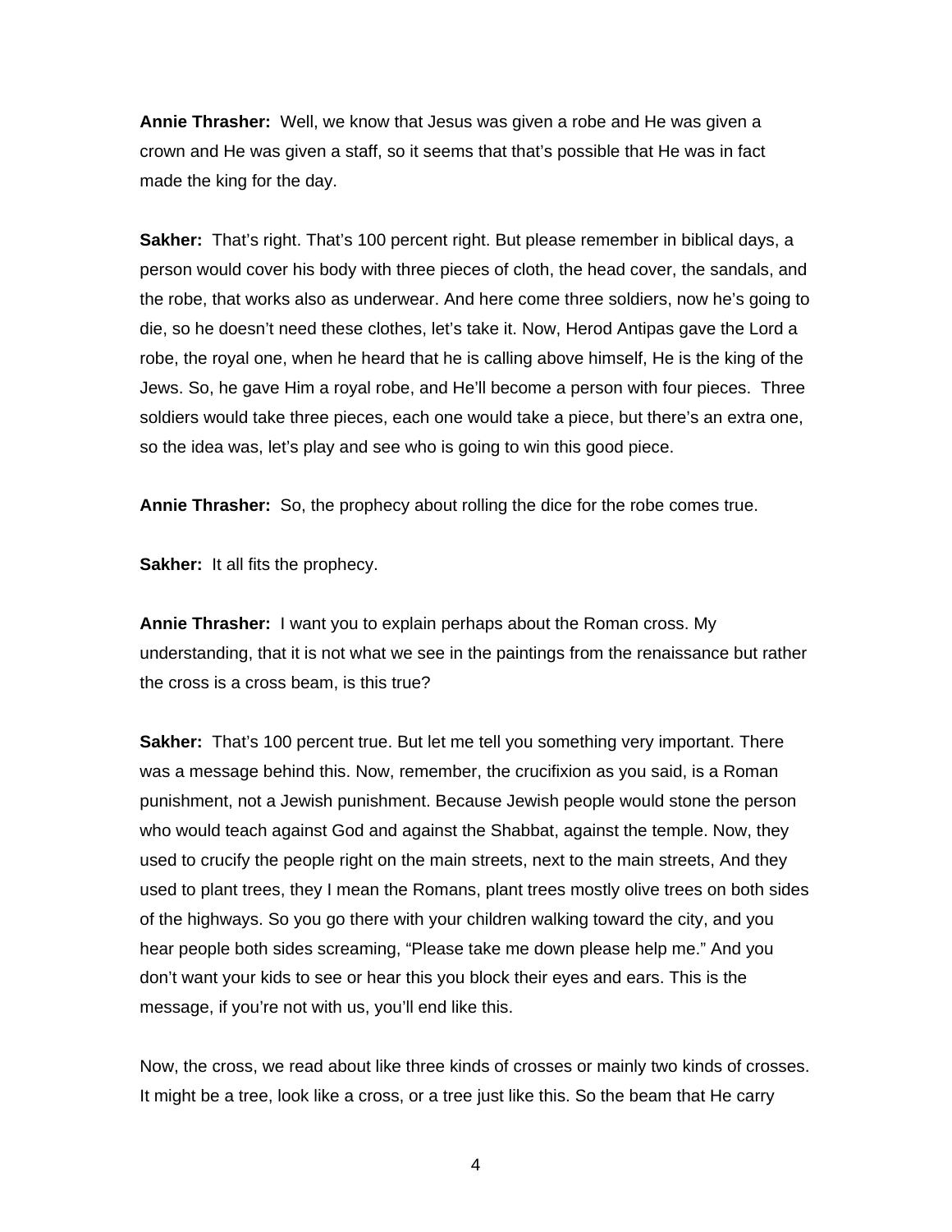**Annie Thrasher:** Well, we know that Jesus was given a robe and He was given a crown and He was given a staff, so it seems that that's possible that He was in fact made the king for the day.

**Sakher:** That's right. That's 100 percent right. But please remember in biblical days, a person would cover his body with three pieces of cloth, the head cover, the sandals, and the robe, that works also as underwear. And here come three soldiers, now he's going to die, so he doesn't need these clothes, let's take it. Now, Herod Antipas gave the Lord a robe, the royal one, when he heard that he is calling above himself, He is the king of the Jews. So, he gave Him a royal robe, and He'll become a person with four pieces. Three soldiers would take three pieces, each one would take a piece, but there's an extra one, so the idea was, let's play and see who is going to win this good piece.

**Annie Thrasher:** So, the prophecy about rolling the dice for the robe comes true.

**Sakher:** It all fits the prophecy.

**Annie Thrasher:** I want you to explain perhaps about the Roman cross. My understanding, that it is not what we see in the paintings from the renaissance but rather the cross is a cross beam, is this true?

**Sakher:** That's 100 percent true. But let me tell you something very important. There was a message behind this. Now, remember, the crucifixion as you said, is a Roman punishment, not a Jewish punishment. Because Jewish people would stone the person who would teach against God and against the Shabbat, against the temple. Now, they used to crucify the people right on the main streets, next to the main streets, And they used to plant trees, they I mean the Romans, plant trees mostly olive trees on both sides of the highways. So you go there with your children walking toward the city, and you hear people both sides screaming, "Please take me down please help me." And you don't want your kids to see or hear this you block their eyes and ears. This is the message, if you're not with us, you'll end like this.

Now, the cross, we read about like three kinds of crosses or mainly two kinds of crosses. It might be a tree, look like a cross, or a tree just like this. So the beam that He carry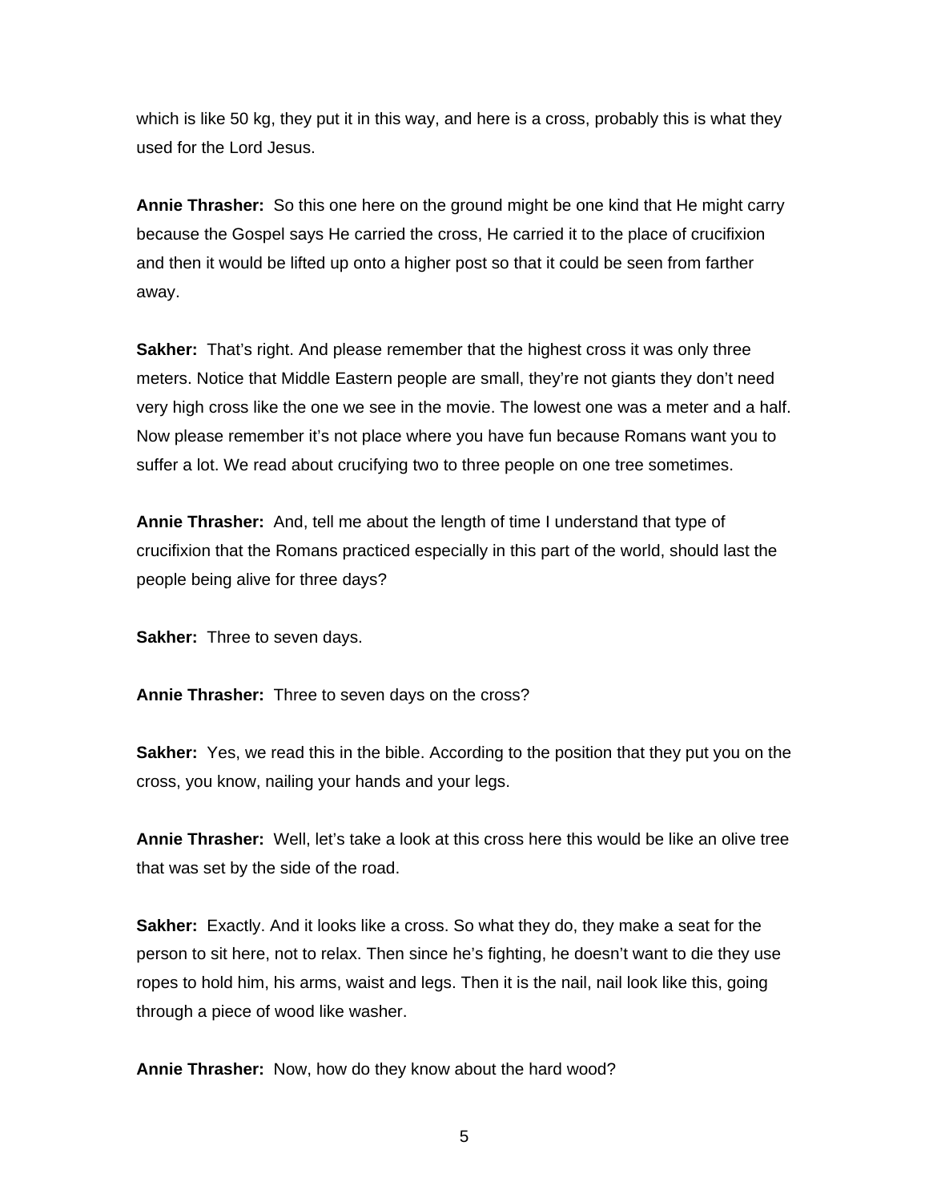which is like 50 kg, they put it in this way, and here is a cross, probably this is what they used for the Lord Jesus.

**Annie Thrasher:** So this one here on the ground might be one kind that He might carry because the Gospel says He carried the cross, He carried it to the place of crucifixion and then it would be lifted up onto a higher post so that it could be seen from farther away.

**Sakher:** That's right. And please remember that the highest cross it was only three meters. Notice that Middle Eastern people are small, they're not giants they don't need very high cross like the one we see in the movie. The lowest one was a meter and a half. Now please remember it's not place where you have fun because Romans want you to suffer a lot. We read about crucifying two to three people on one tree sometimes.

**Annie Thrasher:** And, tell me about the length of time I understand that type of crucifixion that the Romans practiced especially in this part of the world, should last the people being alive for three days?

**Sakher:** Three to seven days.

**Annie Thrasher:** Three to seven days on the cross?

**Sakher:** Yes, we read this in the bible. According to the position that they put you on the cross, you know, nailing your hands and your legs.

**Annie Thrasher:** Well, let's take a look at this cross here this would be like an olive tree that was set by the side of the road.

**Sakher:** Exactly. And it looks like a cross. So what they do, they make a seat for the person to sit here, not to relax. Then since he's fighting, he doesn't want to die they use ropes to hold him, his arms, waist and legs. Then it is the nail, nail look like this, going through a piece of wood like washer.

**Annie Thrasher:** Now, how do they know about the hard wood?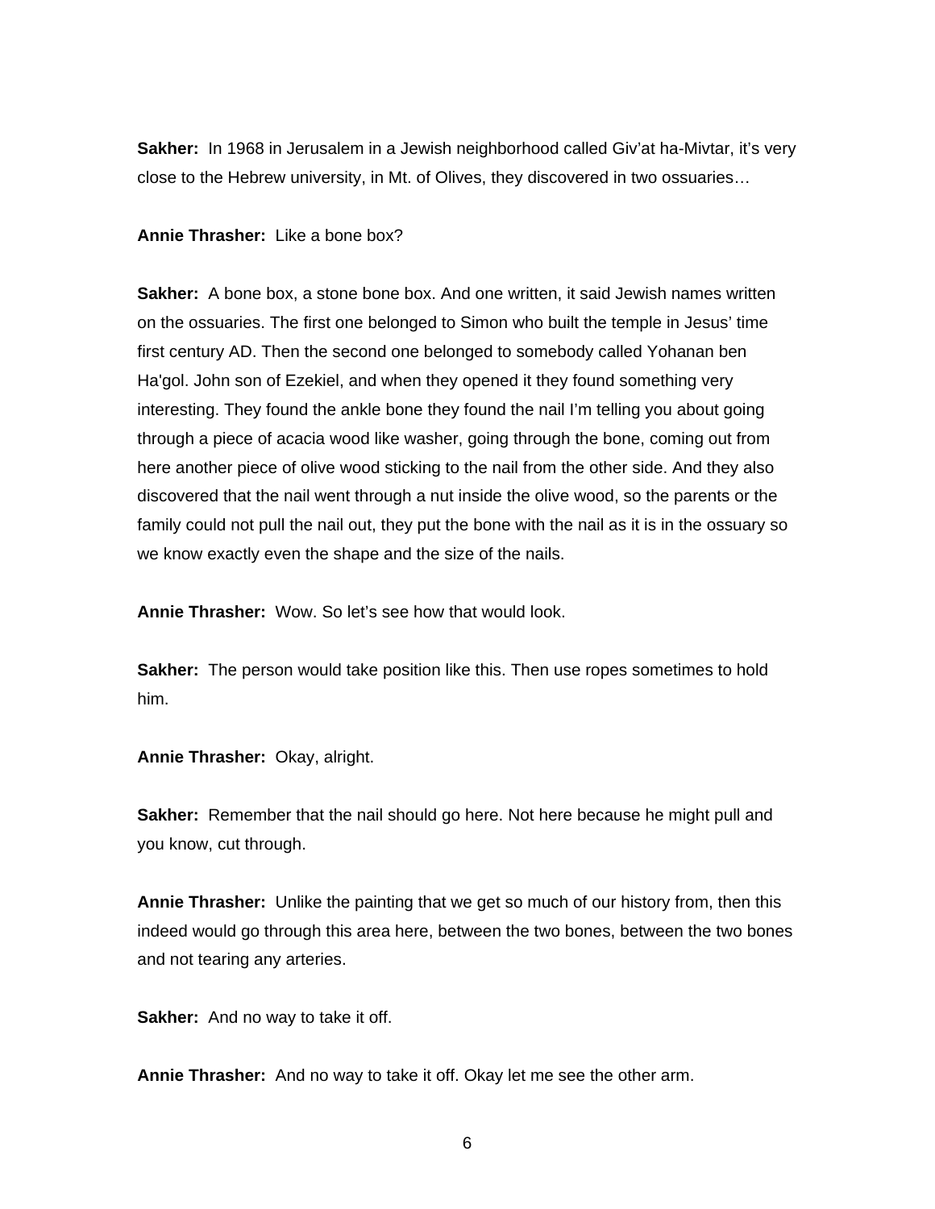**Sakher:** In 1968 in Jerusalem in a Jewish neighborhood called Giv'at ha-Mivtar, it's very close to the Hebrew university, in Mt. of Olives, they discovered in two ossuaries…

**Annie Thrasher:** Like a bone box?

**Sakher:** A bone box, a stone bone box. And one written, it said Jewish names written on the ossuaries. The first one belonged to Simon who built the temple in Jesus' time first century AD. Then the second one belonged to somebody called Yohanan ben Ha'gol. John son of Ezekiel, and when they opened it they found something very interesting. They found the ankle bone they found the nail I'm telling you about going through a piece of acacia wood like washer, going through the bone, coming out from here another piece of olive wood sticking to the nail from the other side. And they also discovered that the nail went through a nut inside the olive wood, so the parents or the family could not pull the nail out, they put the bone with the nail as it is in the ossuary so we know exactly even the shape and the size of the nails.

**Annie Thrasher:** Wow. So let's see how that would look.

**Sakher:** The person would take position like this. Then use ropes sometimes to hold him.

**Annie Thrasher:** Okay, alright.

**Sakher:** Remember that the nail should go here. Not here because he might pull and you know, cut through.

**Annie Thrasher:** Unlike the painting that we get so much of our history from, then this indeed would go through this area here, between the two bones, between the two bones and not tearing any arteries.

**Sakher:** And no way to take it off.

**Annie Thrasher:** And no way to take it off. Okay let me see the other arm.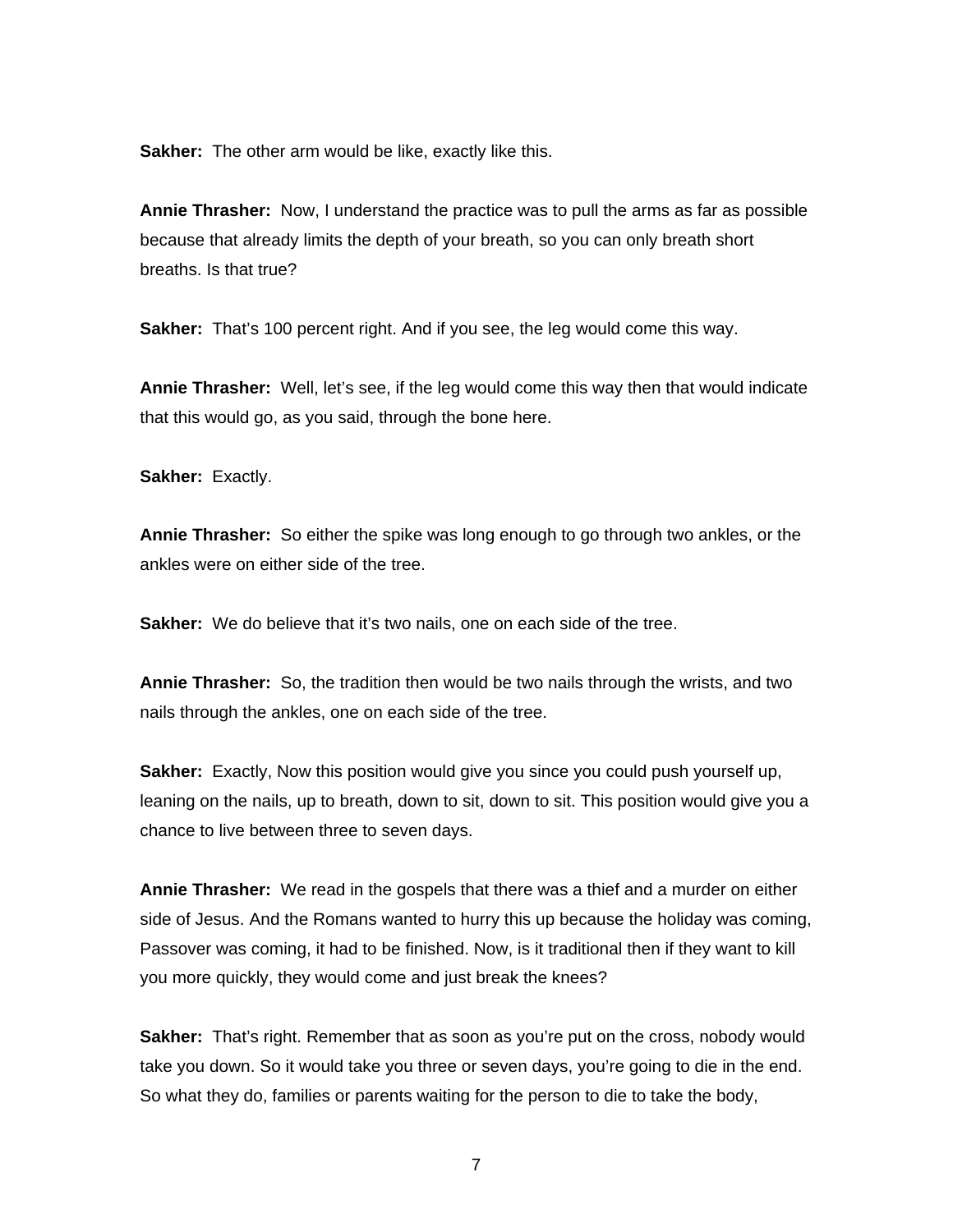**Sakher:** The other arm would be like, exactly like this.

**Annie Thrasher:** Now, I understand the practice was to pull the arms as far as possible because that already limits the depth of your breath, so you can only breath short breaths. Is that true?

**Sakher:** That's 100 percent right. And if you see, the leg would come this way.

**Annie Thrasher:** Well, let's see, if the leg would come this way then that would indicate that this would go, as you said, through the bone here.

**Sakher:** Exactly.

**Annie Thrasher:** So either the spike was long enough to go through two ankles, or the ankles were on either side of the tree.

**Sakher:** We do believe that it's two nails, one on each side of the tree.

**Annie Thrasher:** So, the tradition then would be two nails through the wrists, and two nails through the ankles, one on each side of the tree.

**Sakher:** Exactly, Now this position would give you since you could push yourself up, leaning on the nails, up to breath, down to sit, down to sit. This position would give you a chance to live between three to seven days.

**Annie Thrasher:** We read in the gospels that there was a thief and a murder on either side of Jesus. And the Romans wanted to hurry this up because the holiday was coming, Passover was coming, it had to be finished. Now, is it traditional then if they want to kill you more quickly, they would come and just break the knees?

**Sakher:** That's right. Remember that as soon as you're put on the cross, nobody would take you down. So it would take you three or seven days, you're going to die in the end. So what they do, families or parents waiting for the person to die to take the body,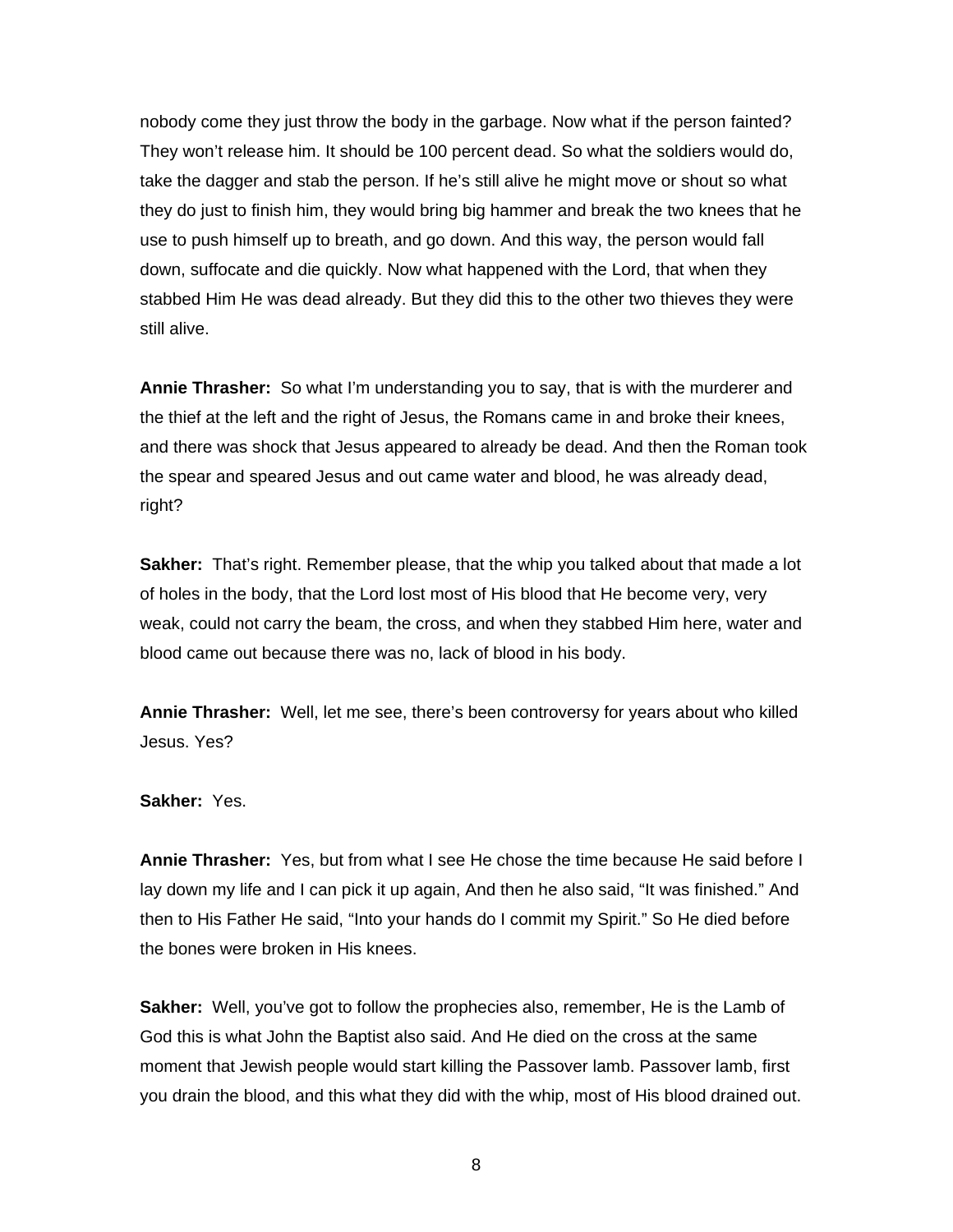nobody come they just throw the body in the garbage. Now what if the person fainted? They won't release him. It should be 100 percent dead. So what the soldiers would do, take the dagger and stab the person. If he's still alive he might move or shout so what they do just to finish him, they would bring big hammer and break the two knees that he use to push himself up to breath, and go down. And this way, the person would fall down, suffocate and die quickly. Now what happened with the Lord, that when they stabbed Him He was dead already. But they did this to the other two thieves they were still alive.

**Annie Thrasher:** So what I'm understanding you to say, that is with the murderer and the thief at the left and the right of Jesus, the Romans came in and broke their knees, and there was shock that Jesus appeared to already be dead. And then the Roman took the spear and speared Jesus and out came water and blood, he was already dead, right?

**Sakher:** That's right. Remember please, that the whip you talked about that made a lot of holes in the body, that the Lord lost most of His blood that He become very, very weak, could not carry the beam, the cross, and when they stabbed Him here, water and blood came out because there was no, lack of blood in his body.

**Annie Thrasher:** Well, let me see, there's been controversy for years about who killed Jesus. Yes?

**Sakher:** Yes.

**Annie Thrasher:** Yes, but from what I see He chose the time because He said before I lay down my life and I can pick it up again, And then he also said, "It was finished." And then to His Father He said, "Into your hands do I commit my Spirit." So He died before the bones were broken in His knees.

**Sakher:** Well, you've got to follow the prophecies also, remember, He is the Lamb of God this is what John the Baptist also said. And He died on the cross at the same moment that Jewish people would start killing the Passover lamb. Passover lamb, first you drain the blood, and this what they did with the whip, most of His blood drained out.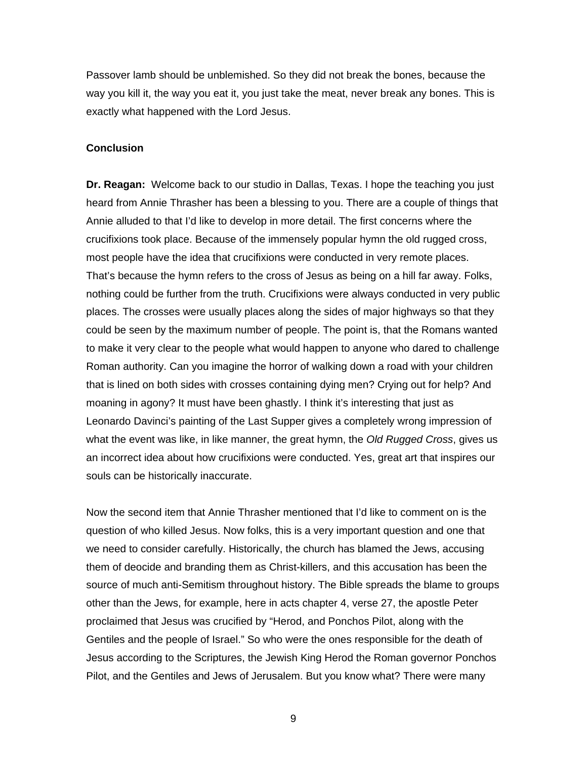Passover lamb should be unblemished. So they did not break the bones, because the way you kill it, the way you eat it, you just take the meat, never break any bones. This is exactly what happened with the Lord Jesus.

**Conclusion**

**Dr. Reagan:** Welcome back to our studio in Dallas, Texas. I hope the teaching you just heard from Annie Thrasher has been a blessing to you. There are a couple of things that Annie alluded to that I'd like to develop in more detail. The first concerns where the crucifixions took place. Because of the immensely popular hymn the old rugged cross, most people have the idea that crucifixions were conducted in very remote places. That's because the hymn refers to the cross of Jesus as being on a hill far away. Folks, nothing could be further from the truth. Crucifixions were always conducted in very public places. The crosses were usually places along the sides of major highways so that they could be seen by the maximum number of people. The point is, that the Romans wanted to make it very clear to the people what would happen to anyone who dared to challenge Roman authority. Can you imagine the horror of walking down a road with your children that is lined on both sides with crosses containing dying men? Crying out for help? And moaning in agony? It must have been ghastly. I think it's interesting that just as Leonardo Davinci's painting of the Last Supper gives a completely wrong impression of what the event was like, in like manner, the great hymn, the *Old Rugged Cross*, gives us an incorrect idea about how crucifixions were conducted. Yes, great art that inspires our souls can be historically inaccurate.

Now the second item that Annie Thrasher mentioned that I'd like to comment on is the question of who killed Jesus. Now folks, this is a very important question and one that we need to consider carefully. Historically, the church has blamed the Jews, accusing them of deocide and branding them as Christ-killers, and this accusation has been the source of much anti-Semitism throughout history. The Bible spreads the blame to groups other than the Jews, for example, here in acts chapter 4, verse 27, the apostle Peter proclaimed that Jesus was crucified by "Herod, and Ponchos Pilot, along with the Gentiles and the people of Israel." So who were the ones responsible for the death of Jesus according to the Scriptures, the Jewish King Herod the Roman governor Ponchos Pilot, and the Gentiles and Jews of Jerusalem. But you know what? There were many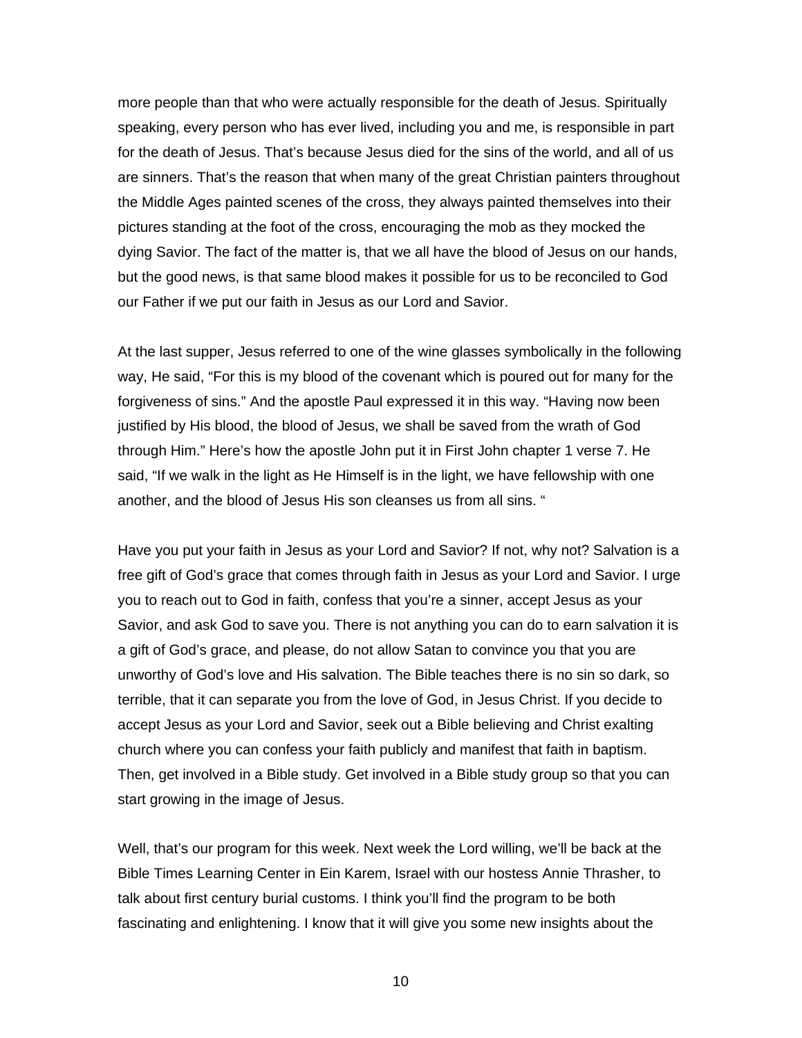more people than that who were actually responsible for the death of Jesus. Spiritually speaking, every person who has ever lived, including you and me, is responsible in part for the death of Jesus. That's because Jesus died for the sins of the world, and all of us are sinners. That's the reason that when many of the great Christian painters throughout the Middle Ages painted scenes of the cross, they always painted themselves into their pictures standing at the foot of the cross, encouraging the mob as they mocked the dying Savior. The fact of the matter is, that we all have the blood of Jesus on our hands, but the good news, is that same blood makes it possible for us to be reconciled to God our Father if we put our faith in Jesus as our Lord and Savior.

At the last supper, Jesus referred to one of the wine glasses symbolically in the following way, He said, "For this is my blood of the covenant which is poured out for many for the forgiveness of sins." And the apostle Paul expressed it in this way. "Having now been justified by His blood, the blood of Jesus, we shall be saved from the wrath of God through Him." Here's how the apostle John put it in First John chapter 1 verse 7. He said, "If we walk in the light as He Himself is in the light, we have fellowship with one another, and the blood of Jesus His son cleanses us from all sins. "

Have you put your faith in Jesus as your Lord and Savior? If not, why not? Salvation is a free gift of God's grace that comes through faith in Jesus as your Lord and Savior. I urge you to reach out to God in faith, confess that you're a sinner, accept Jesus as your Savior, and ask God to save you. There is not anything you can do to earn salvation it is a gift of God's grace, and please, do not allow Satan to convince you that you are unworthy of God's love and His salvation. The Bible teaches there is no sin so dark, so terrible, that it can separate you from the love of God, in Jesus Christ. If you decide to accept Jesus as your Lord and Savior, seek out a Bible believing and Christ exalting church where you can confess your faith publicly and manifest that faith in baptism. Then, get involved in a Bible study. Get involved in a Bible study group so that you can start growing in the image of Jesus.

Well, that's our program for this week. Next week the Lord willing, we'll be back at the Bible Times Learning Center in Ein Karem, Israel with our hostess Annie Thrasher, to talk about first century burial customs. I think you'll find the program to be both fascinating and enlightening. I know that it will give you some new insights about the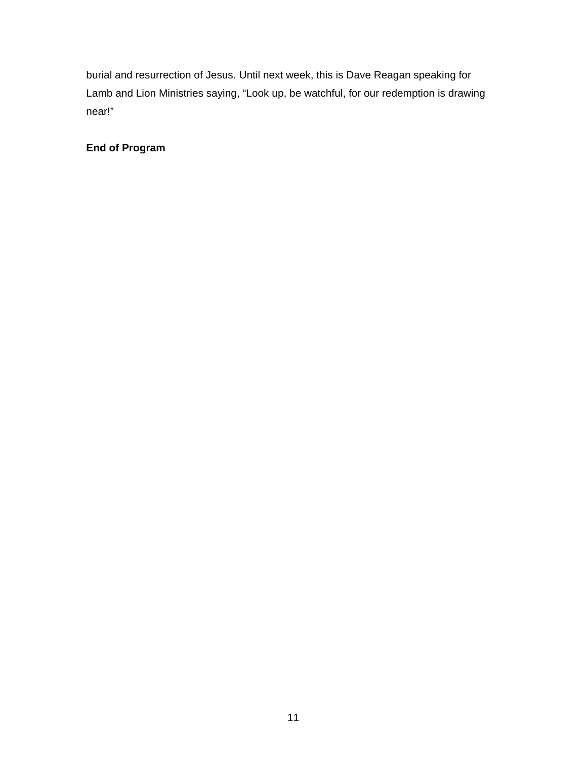burial and resurrection of Jesus. Until next week, this is Dave Reagan speaking for Lamb and Lion Ministries saying, “Look up, be watchful, for our redemption is drawing near!”

**End of Program**